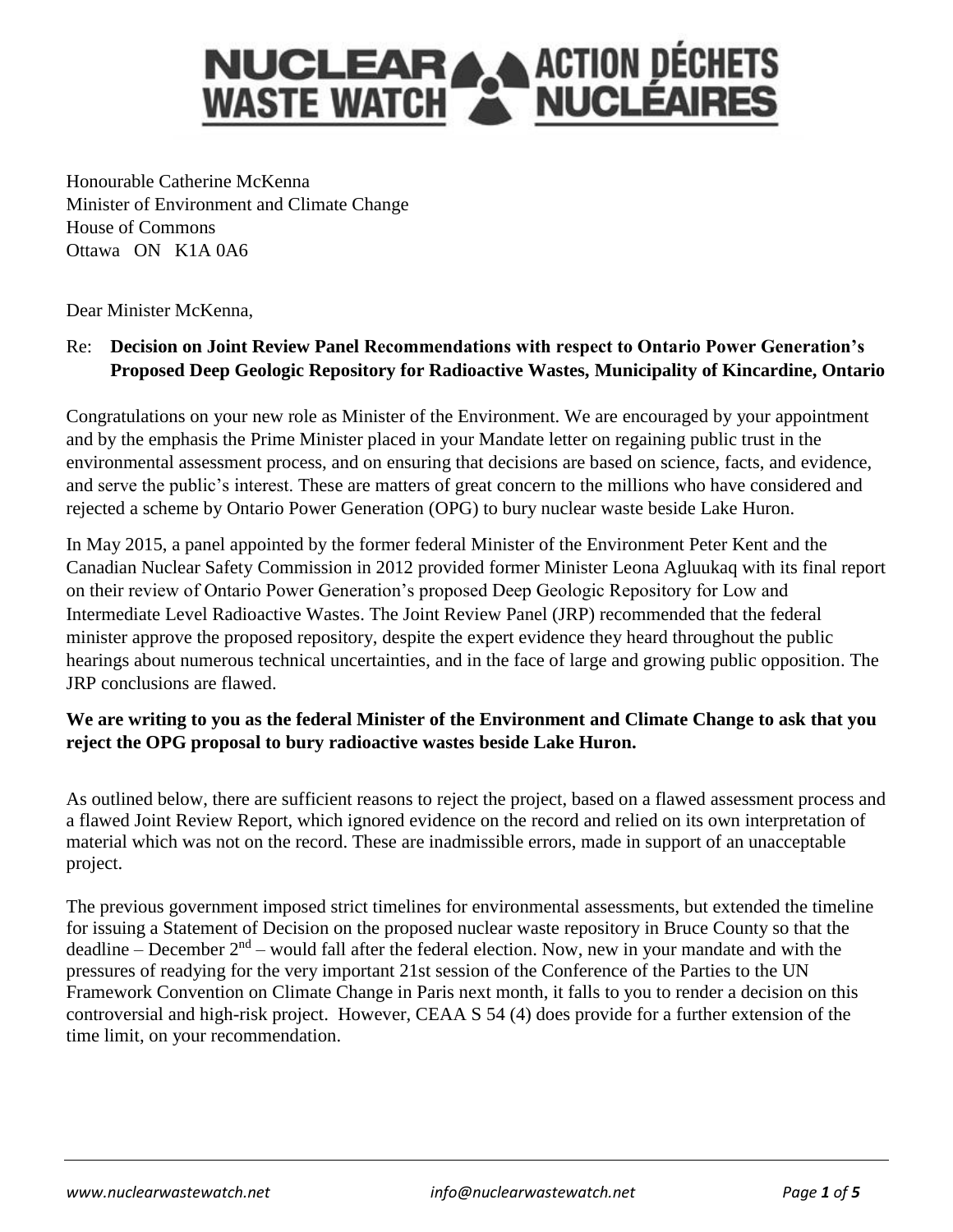# NUCLEAR WASTE WATCH | ACTION DÉCHETS NUCLÉAIRES

Honourable Catherine McKenna
Minister of Environment and Climate Change
House of Commons
Ottawa ON K1A 0A6

Dear Minister McKenna,

Re: **Decision on Joint Review Panel Recommendations with respect to Ontario Power Generation's Proposed Deep Geologic Repository for Radioactive Wastes, Municipality of Kincardine, Ontario**

Congratulations on your new role as Minister of the Environment. We are encouraged by your appointment and by the emphasis the Prime Minister placed in your Mandate letter on regaining public trust in the environmental assessment process, and on ensuring that decisions are based on science, facts, and evidence, and serve the public's interest. These are matters of great concern to the millions who have considered and rejected a scheme by Ontario Power Generation (OPG) to bury nuclear waste beside Lake Huron.

In May 2015, a panel appointed by the former federal Minister of the Environment Peter Kent and the Canadian Nuclear Safety Commission in 2012 provided former Minister Leona Agluukaq with its final report on their review of Ontario Power Generation's proposed Deep Geologic Repository for Low and Intermediate Level Radioactive Wastes. The Joint Review Panel (JRP) recommended that the federal minister approve the proposed repository, despite the expert evidence they heard throughout the public hearings about numerous technical uncertainties, and in the face of large and growing public opposition. The JRP conclusions are flawed.

**We are writing to you as the federal Minister of the Environment and Climate Change to ask that you reject the OPG proposal to bury radioactive wastes beside Lake Huron.**

As outlined below, there are sufficient reasons to reject the project, based on a flawed assessment process and a flawed Joint Review Report, which ignored evidence on the record and relied on its own interpretation of material which was not on the record. These are inadmissible errors, made in support of an unacceptable project.

The previous government imposed strict timelines for environmental assessments, but extended the timeline for issuing a Statement of Decision on the proposed nuclear waste repository in Bruce County so that the deadline – December 2nd – would fall after the federal election. Now, new in your mandate and with the pressures of readying for the very important 21st session of the Conference of the Parties to the UN Framework Convention on Climate Change in Paris next month, it falls to you to render a decision on this controversial and high-risk project. However, CEAA S 54 (4) does provide for a further extension of the time limit, on your recommendation.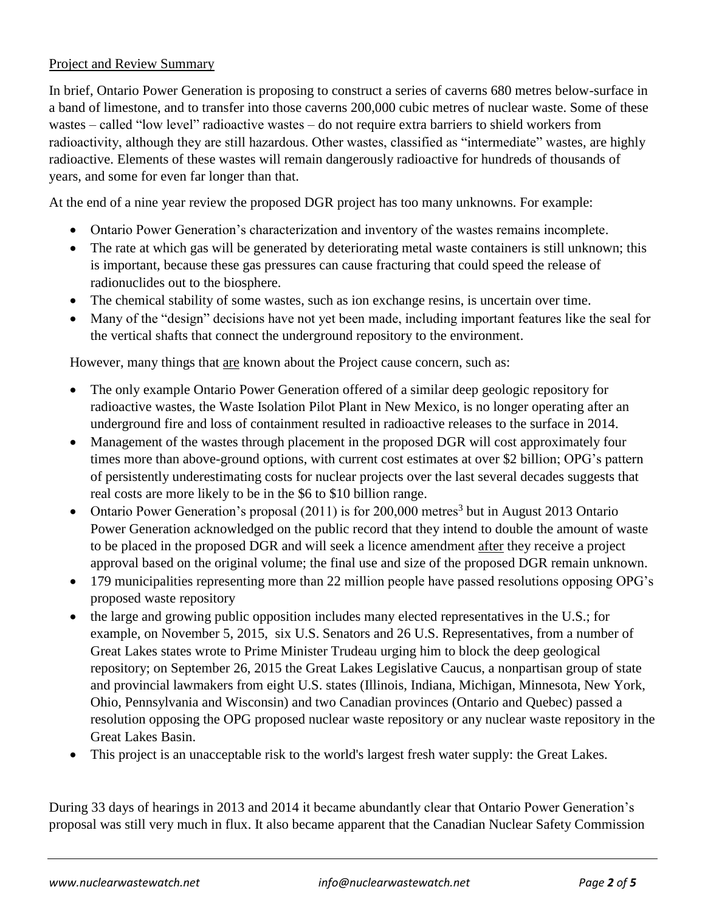Project and Review Summary

In brief, Ontario Power Generation is proposing to construct a series of caverns 680 metres below-surface in a band of limestone, and to transfer into those caverns 200,000 cubic metres of nuclear waste. Some of these wastes – called "low level" radioactive wastes – do not require extra barriers to shield workers from radioactivity, although they are still hazardous. Other wastes, classified as "intermediate" wastes, are highly radioactive. Elements of these wastes will remain dangerously radioactive for hundreds of thousands of years, and some for even far longer than that.

At the end of a nine year review the proposed DGR project has too many unknowns. For example:

- Ontario Power Generation's characterization and inventory of the wastes remains incomplete.
- The rate at which gas will be generated by deteriorating metal waste containers is still unknown; this is important, because these gas pressures can cause fracturing that could speed the release of radionuclides out to the biosphere.
- The chemical stability of some wastes, such as ion exchange resins, is uncertain over time.
- Many of the "design" decisions have not yet been made, including important features like the seal for the vertical shafts that connect the underground repository to the environment.

However, many things that are known about the Project cause concern, such as:

- The only example Ontario Power Generation offered of a similar deep geologic repository for radioactive wastes, the Waste Isolation Pilot Plant in New Mexico, is no longer operating after an underground fire and loss of containment resulted in radioactive releases to the surface in 2014.
- Management of the wastes through placement in the proposed DGR will cost approximately four times more than above-ground options, with current cost estimates at over $2 billion; OPG's pattern of persistently underestimating costs for nuclear projects over the last several decades suggests that real costs are more likely to be in the $6 to $10 billion range.
- Ontario Power Generation's proposal (2011) is for 200,000 metres$^3$ but in August 2013 Ontario Power Generation acknowledged on the public record that they intend to double the amount of waste to be placed in the proposed DGR and will seek a licence amendment after they receive a project approval based on the original volume; the final use and size of the proposed DGR remain unknown.
- 179 municipalities representing more than 22 million people have passed resolutions opposing OPG's proposed waste repository
- the large and growing public opposition includes many elected representatives in the U.S.; for example, on November 5, 2015, six U.S. Senators and 26 U.S. Representatives, from a number of Great Lakes states wrote to Prime Minister Trudeau urging him to block the deep geological repository; on September 26, 2015 the Great Lakes Legislative Caucus, a nonpartisan group of state and provincial lawmakers from eight U.S. states (Illinois, Indiana, Michigan, Minnesota, New York, Ohio, Pennsylvania and Wisconsin) and two Canadian provinces (Ontario and Quebec) passed a resolution opposing the OPG proposed nuclear waste repository or any nuclear waste repository in the Great Lakes Basin.
- This project is an unacceptable risk to the world's largest fresh water supply: the Great Lakes.

During 33 days of hearings in 2013 and 2014 it became abundantly clear that Ontario Power Generation's proposal was still very much in flux. It also became apparent that the Canadian Nuclear Safety Commission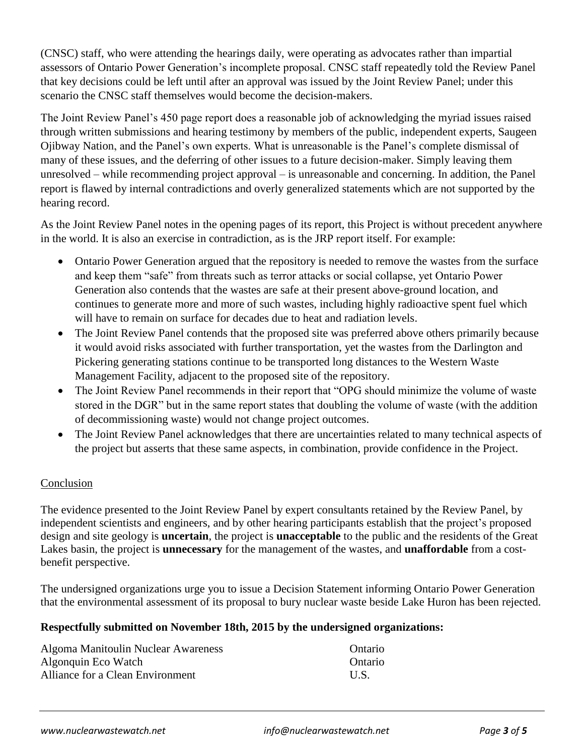(CNSC) staff, who were attending the hearings daily, were operating as advocates rather than impartial assessors of Ontario Power Generation's incomplete proposal. CNSC staff repeatedly told the Review Panel that key decisions could be left until after an approval was issued by the Joint Review Panel; under this scenario the CNSC staff themselves would become the decision-makers.

The Joint Review Panel's 450 page report does a reasonable job of acknowledging the myriad issues raised through written submissions and hearing testimony by members of the public, independent experts, Saugeen Ojibway Nation, and the Panel's own experts. What is unreasonable is the Panel's complete dismissal of many of these issues, and the deferring of other issues to a future decision-maker. Simply leaving them unresolved – while recommending project approval – is unreasonable and concerning. In addition, the Panel report is flawed by internal contradictions and overly generalized statements which are not supported by the hearing record.

As the Joint Review Panel notes in the opening pages of its report, this Project is without precedent anywhere in the world. It is also an exercise in contradiction, as is the JRP report itself. For example:

- Ontario Power Generation argued that the repository is needed to remove the wastes from the surface and keep them "safe" from threats such as terror attacks or social collapse, yet Ontario Power Generation also contends that the wastes are safe at their present above-ground location, and continues to generate more and more of such wastes, including highly radioactive spent fuel which will have to remain on surface for decades due to heat and radiation levels.
- The Joint Review Panel contends that the proposed site was preferred above others primarily because it would avoid risks associated with further transportation, yet the wastes from the Darlington and Pickering generating stations continue to be transported long distances to the Western Waste Management Facility, adjacent to the proposed site of the repository.
- The Joint Review Panel recommends in their report that "OPG should minimize the volume of waste stored in the DGR" but in the same report states that doubling the volume of waste (with the addition of decommissioning waste) would not change project outcomes.
- The Joint Review Panel acknowledges that there are uncertainties related to many technical aspects of the project but asserts that these same aspects, in combination, provide confidence in the Project.

## Conclusion

The evidence presented to the Joint Review Panel by expert consultants retained by the Review Panel, by independent scientists and engineers, and by other hearing participants establish that the project's proposed design and site geology is **uncertain**, the project is **unacceptable** to the public and the residents of the Great Lakes basin, the project is **unnecessary** for the management of the wastes, and **unaffordable** from a cost-benefit perspective.

The undersigned organizations urge you to issue a Decision Statement informing Ontario Power Generation that the environmental assessment of its proposal to bury nuclear waste beside Lake Huron has been rejected.

**Respectfully submitted on November 18th, 2015 by the undersigned organizations:**

| | |
|---|---|
| Algoma Manitoulin Nuclear Awareness | Ontario |
| Algonquin Eco Watch | Ontario |
| Alliance for a Clean Environment | U.S. |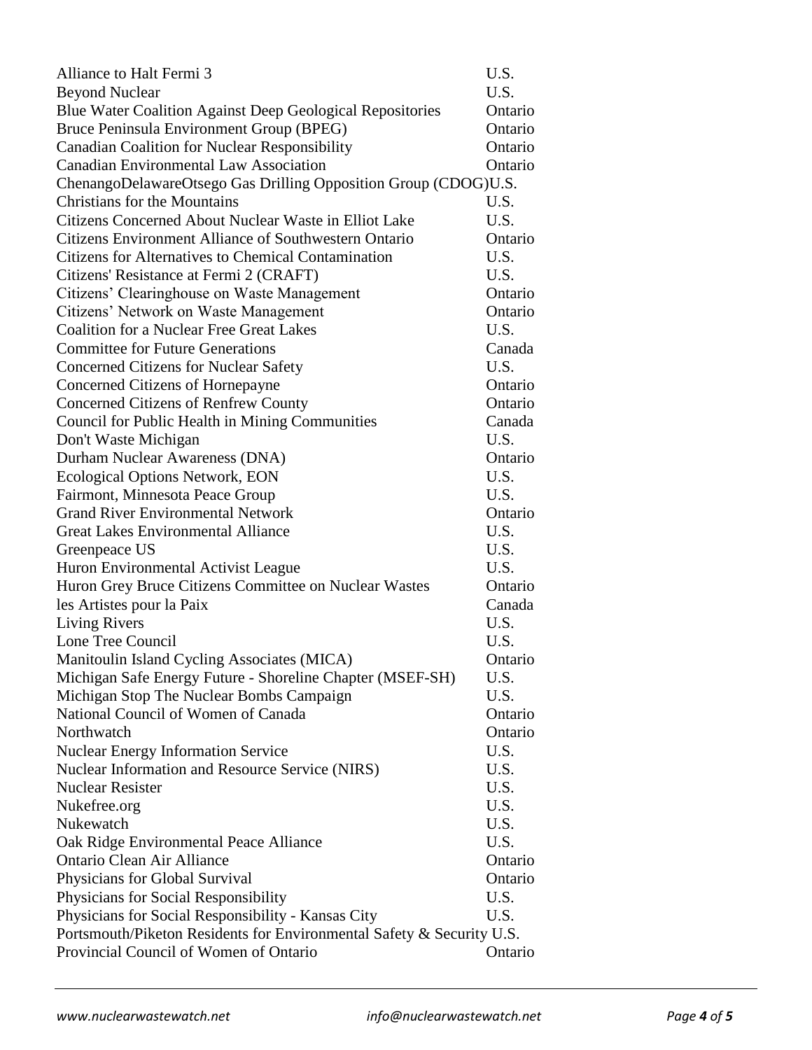| | |
|---|---|
| Alliance to Halt Fermi 3 | U.S. |
| Beyond Nuclear | U.S. |
| Blue Water Coalition Against Deep Geological Repositories | Ontario |
| Bruce Peninsula Environment Group (BPEG) | Ontario |
| Canadian Coalition for Nuclear Responsibility | Ontario |
| Canadian Environmental Law Association | Ontario |
| ChenangoDelawareOtsego Gas Drilling Opposition Group (CDOG) | U.S. |
| Christians for the Mountains | U.S. |
| Citizens Concerned About Nuclear Waste in Elliot Lake | U.S. |
| Citizens Environment Alliance of Southwestern Ontario | Ontario |
| Citizens for Alternatives to Chemical Contamination | U.S. |
| Citizens' Resistance at Fermi 2 (CRAFT) | U.S. |
| Citizens' Clearinghouse on Waste Management | Ontario |
| Citizens' Network on Waste Management | Ontario |
| Coalition for a Nuclear Free Great Lakes | U.S. |
| Committee for Future Generations | Canada |
| Concerned Citizens for Nuclear Safety | U.S. |
| Concerned Citizens of Hornepayne | Ontario |
| Concerned Citizens of Renfrew County | Ontario |
| Council for Public Health in Mining Communities | Canada |
| Don't Waste Michigan | U.S. |
| Durham Nuclear Awareness (DNA) | Ontario |
| Ecological Options Network, EON | U.S. |
| Fairmont, Minnesota Peace Group | U.S. |
| Grand River Environmental Network | Ontario |
| Great Lakes Environmental Alliance | U.S. |
| Greenpeace US | U.S. |
| Huron Environmental Activist League | U.S. |
| Huron Grey Bruce Citizens Committee on Nuclear Wastes | Ontario |
| les Artistes pour la Paix | Canada |
| Living Rivers | U.S. |
| Lone Tree Council | U.S. |
| Manitoulin Island Cycling Associates (MICA) | Ontario |
| Michigan Safe Energy Future - Shoreline Chapter (MSEF-SH) | U.S. |
| Michigan Stop The Nuclear Bombs Campaign | U.S. |
| National Council of Women of Canada | Ontario |
| Northwatch | Ontario |
| Nuclear Energy Information Service | U.S. |
| Nuclear Information and Resource Service (NIRS) | U.S. |
| Nuclear Resister | U.S. |
| Nukefree.org | U.S. |
| Nukewatch | U.S. |
| Oak Ridge Environmental Peace Alliance | U.S. |
| Ontario Clean Air Alliance | Ontario |
| Physicians for Global Survival | Ontario |
| Physicians for Social Responsibility | U.S. |
| Physicians for Social Responsibility - Kansas City | U.S. |
| Portsmouth/Piketon Residents for Environmental Safety & Security | U.S. |
| Provincial Council of Women of Ontario | Ontario |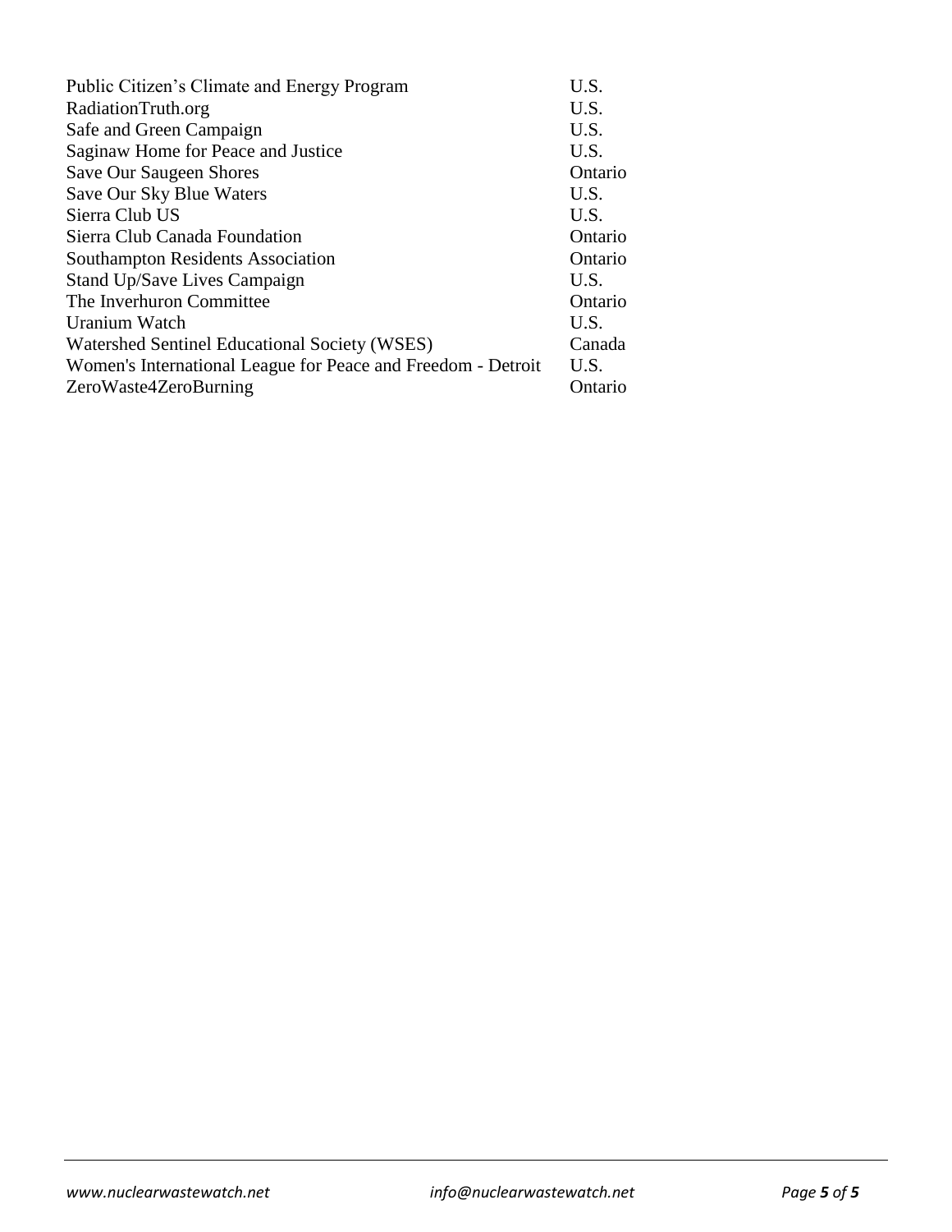| | |
|---|---|
| Public Citizen's Climate and Energy Program | U.S. |
| RadiationTruth.org | U.S. |
| Safe and Green Campaign | U.S. |
| Saginaw Home for Peace and Justice | U.S. |
| Save Our Saugeen Shores | Ontario |
| Save Our Sky Blue Waters | U.S. |
| Sierra Club US | U.S. |
| Sierra Club Canada Foundation | Ontario |
| Southampton Residents Association | Ontario |
| Stand Up/Save Lives Campaign | U.S. |
| The Inverhuron Committee | Ontario |
| Uranium Watch | U.S. |
| Watershed Sentinel Educational Society (WSES) | Canada |
| Women's International League for Peace and Freedom - Detroit | U.S. |
| ZeroWaste4ZeroBurning | Ontario |